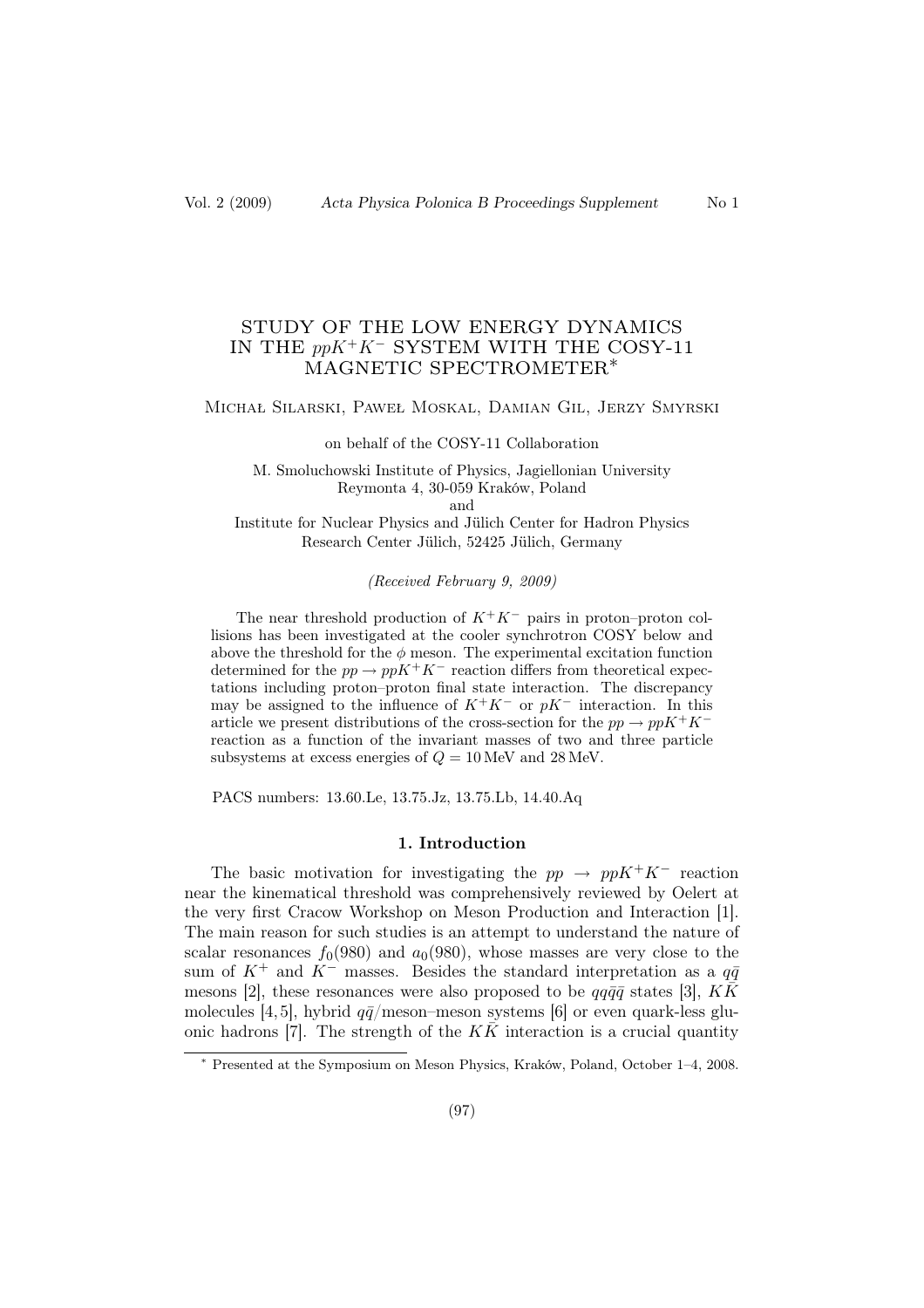# STUDY OF THE LOW ENERGY DYNAMICS IN THE $ppK^+K^-$ SYSTEM WITH THE COSY-11 MAGNETIC SPECTROMETER*

Michał Silarski, Paweł Moskal, Damian Gil, Jerzy Smyrski

on behalf of the COSY-11 Collaboration

M. Smoluchowski Institute of Physics, Jagiellonian University
Reymonta 4, 30-059 Kraków, Poland
and
Institute for Nuclear Physics and Jülich Center for Hadron Physics
Research Center Jülich, 52425 Jülich, Germany

*(Received February 9, 2009)*

The near threshold production of $K^+K^-$ pairs in proton–proton collisions has been investigated at the cooler synchrotron COSY below and above the threshold for the $\phi$ meson. The experimental excitation function determined for the $pp \to ppK^+K^-$ reaction differs from theoretical expectations including proton–proton final state interaction. The discrepancy may be assigned to the influence of $K^+K^-$ or $pK^-$ interaction. In this article we present distributions of the cross-section for the $pp \to ppK^+K^-$ reaction as a function of the invariant masses of two and three particle subsystems at excess energies of $Q = 10$ MeV and 28 MeV.

PACS numbers: 13.60.Le, 13.75.Jz, 13.75.Lb, 14.40.Aq

## 1. Introduction

The basic motivation for investigating the $pp \to ppK^+K^-$ reaction near the kinematical threshold was comprehensively reviewed by Oelert at the very first Cracow Workshop on Meson Production and Interaction [1]. The main reason for such studies is an attempt to understand the nature of scalar resonances $f_0(980)$ and $a_0(980)$, whose masses are very close to the sum of $K^+$ and $K^-$ masses. Besides the standard interpretation as a $q\bar{q}$ mesons [2], these resonances were also proposed to be $qq\bar{q}\bar{q}$ states [3], $K\bar{K}$ molecules [4,5], hybrid $q\bar{q}$/meson–meson systems [6] or even quark-less gluonic hadrons [7]. The strength of the $K\bar{K}$ interaction is a crucial quantity

* Presented at the Symposium on Meson Physics, Kraków, Poland, October 1–4, 2008.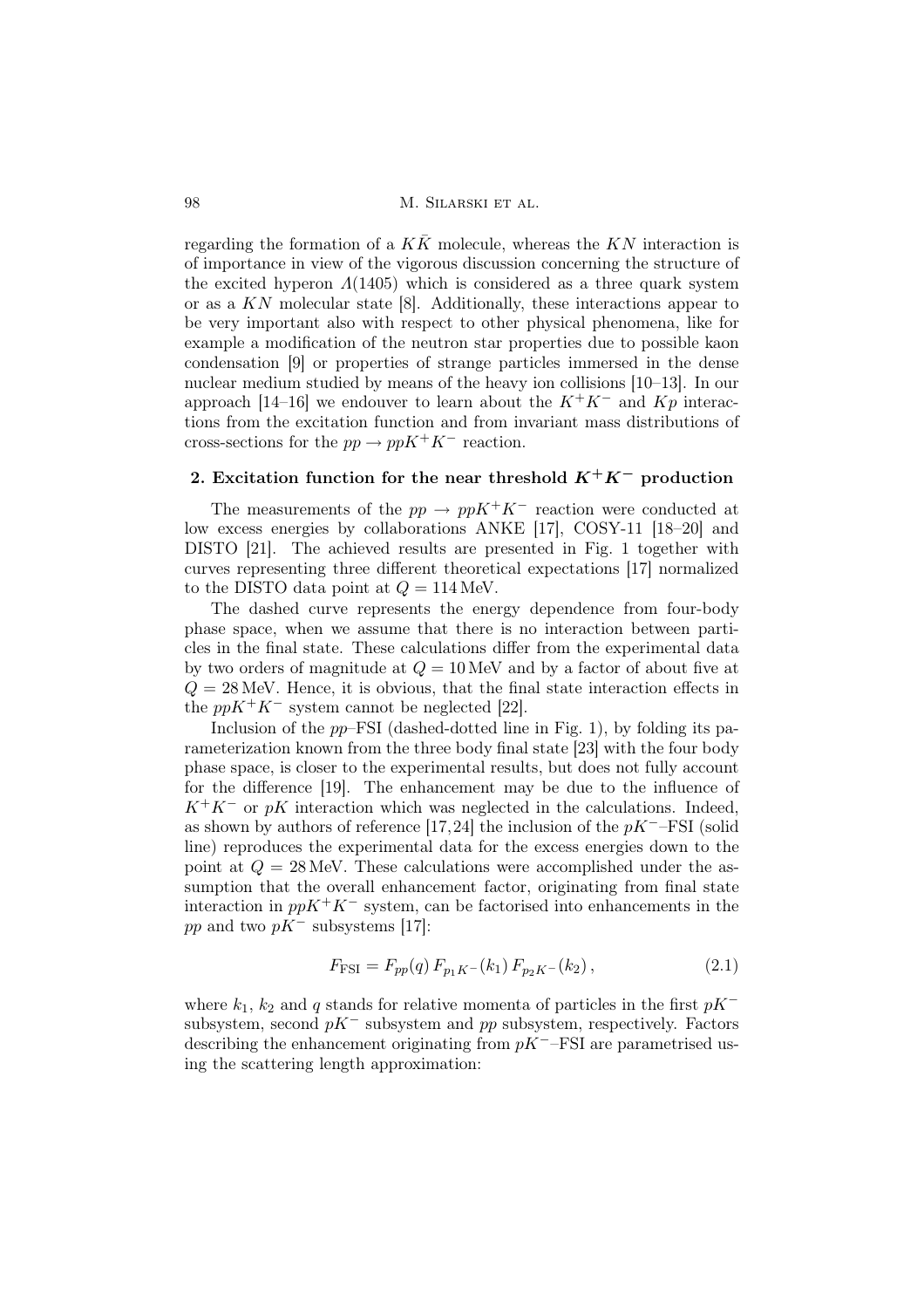regarding the formation of a $K\bar{K}$ molecule, whereas the $KN$ interaction is of importance in view of the vigorous discussion concerning the structure of the excited hyperon $\Lambda(1405)$ which is considered as a three quark system or as a $KN$ molecular state [8]. Additionally, these interactions appear to be very important also with respect to other physical phenomena, like for example a modification of the neutron star properties due to possible kaon condensation [9] or properties of strange particles immersed in the dense nuclear medium studied by means of the heavy ion collisions [10–13]. In our approach [14–16] we endouver to learn about the $K^+K^-$ and $Kp$ interactions from the excitation function and from invariant mass distributions of cross-sections for the $pp \to ppK^+K^-$ reaction.

## 2. Excitation function for the near threshold $K^+K^-$ production

The measurements of the $pp \to ppK^+K^-$ reaction were conducted at low excess energies by collaborations ANKE [17], COSY-11 [18–20] and DISTO [21]. The achieved results are presented in Fig. 1 together with curves representing three different theoretical expectations [17] normalized to the DISTO data point at $Q = 114\,\text{MeV}$.

The dashed curve represents the energy dependence from four-body phase space, when we assume that there is no interaction between particles in the final state. These calculations differ from the experimental data by two orders of magnitude at $Q = 10\,\text{MeV}$ and by a factor of about five at $Q = 28\,\text{MeV}$. Hence, it is obvious, that the final state interaction effects in the $ppK^+K^-$ system cannot be neglected [22].

Inclusion of the $pp$–FSI (dashed-dotted line in Fig. 1), by folding its parameterization known from the three body final state [23] with the four body phase space, is closer to the experimental results, but does not fully account for the difference [19]. The enhancement may be due to the influence of $K^+K^-$ or $pK$ interaction which was neglected in the calculations. Indeed, as shown by authors of reference [17,24] the inclusion of the $pK^-$–FSI (solid line) reproduces the experimental data for the excess energies down to the point at $Q = 28\,\text{MeV}$. These calculations were accomplished under the assumption that the overall enhancement factor, originating from final state interaction in $ppK^+K^-$ system, can be factorised into enhancements in the $pp$ and two $pK^-$ subsystems [17]:

$$F_{\text{FSI}} = F_{pp}(q)\, F_{p_1K^-}(k_1)\, F_{p_2K^-}(k_2)\,, \tag{2.1}$$

where $k_1$, $k_2$ and $q$ stands for relative momenta of particles in the first $pK^-$ subsystem, second $pK^-$ subsystem and $pp$ subsystem, respectively. Factors describing the enhancement originating from $pK^-$–FSI are parametrised using the scattering length approximation: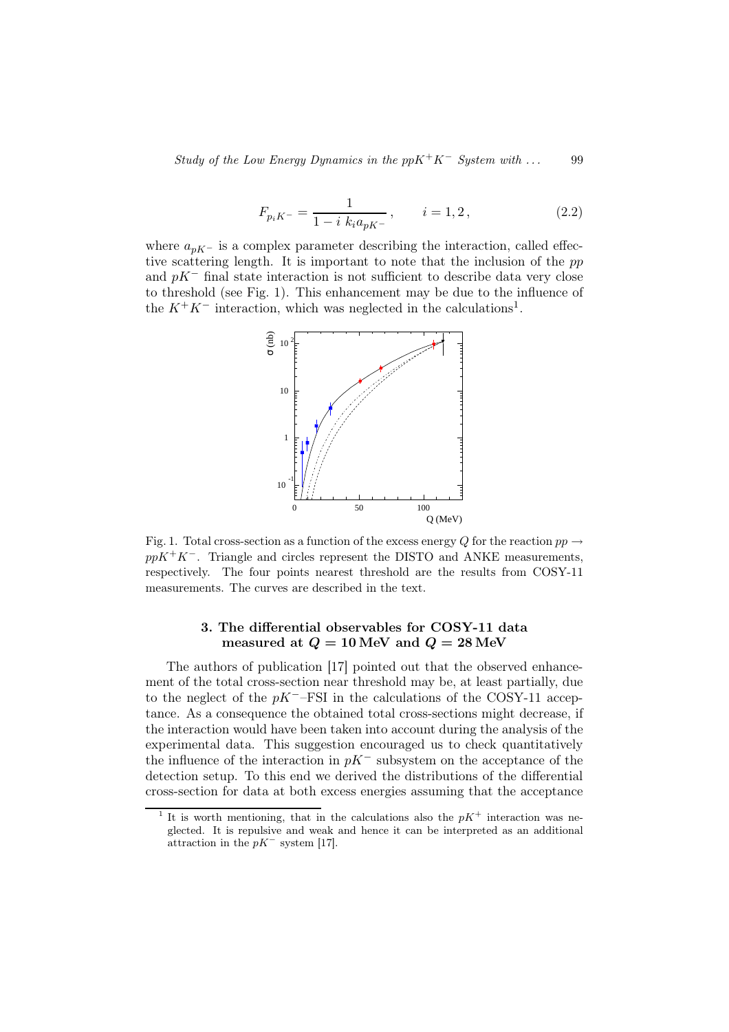$$F_{p_iK^-} = \frac{1}{1 - i\, k_i a_{pK^-}}\,, \qquad i = 1, 2\,, \tag{2.2}$$

where $a_{pK^-}$ is a complex parameter describing the interaction, called effective scattering length. It is important to note that the inclusion of the $pp$ and $pK^-$ final state interaction is not sufficient to describe data very close to threshold (see Fig. 1). This enhancement may be due to the influence of the $K^+K^-$ interaction, which was neglected in the calculations[1].

Fig. 1. Total cross-section as a function of the excess energy $Q$ for the reaction $pp \to ppK^+K^-$. Triangle and circles represent the DISTO and ANKE measurements, respectively. The four points nearest threshold are the results from COSY-11 measurements. The curves are described in the text.

## 3. The differential observables for COSY-11 data measured at $Q = 10$ MeV and $Q = 28$ MeV

The authors of publication [17] pointed out that the observed enhancement of the total cross-section near threshold may be, at least partially, due to the neglect of the $pK^-$–FSI in the calculations of the COSY-11 acceptance. As a consequence the obtained total cross-sections might decrease, if the interaction would have been taken into account during the analysis of the experimental data. This suggestion encouraged us to check quantitatively the influence of the interaction in $pK^-$ subsystem on the acceptance of the detection setup. To this end we derived the distributions of the differential cross-section for data at both excess energies assuming that the acceptance

[1] It is worth mentioning, that in the calculations also the $pK^+$ interaction was neglected. It is repulsive and weak and hence it can be interpreted as an additional attraction in the $pK^-$ system [17].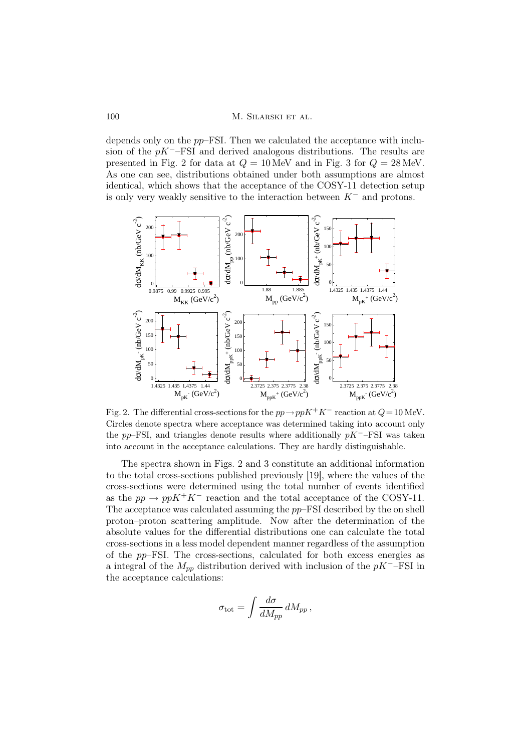depends only on the $pp$–FSI. Then we calculated the acceptance with inclusion of the $pK^-$–FSI and derived analogous distributions. The results are presented in Fig. 2 for data at $Q = 10\,\text{MeV}$ and in Fig. 3 for $Q = 28\,\text{MeV}$. As one can see, distributions obtained under both assumptions are almost identical, which shows that the acceptance of the COSY-11 detection setup is only very weakly sensitive to the interaction between $K^-$ and protons.

Fig. 2. The differential cross-sections for the $pp \to ppK^+K^-$ reaction at $Q = 10\,\text{MeV}$. Circles denote spectra where acceptance was determined taking into account only the $pp$–FSI, and triangles denote results where additionally $pK^-$–FSI was taken into account in the acceptance calculations. They are hardly distinguishable.

The spectra shown in Figs. 2 and 3 constitute an additional information to the total cross-sections published previously [19], where the values of the cross-sections were determined using the total number of events identified as the $pp \to ppK^+K^-$ reaction and the total acceptance of the COSY-11. The acceptance was calculated assuming the $pp$–FSI described by the on shell proton–proton scattering amplitude. Now after the determination of the absolute values for the differential distributions one can calculate the total cross-sections in a less model dependent manner regardless of the assumption of the $pp$–FSI. The cross-sections, calculated for both excess energies as a integral of the $M_{pp}$ distribution derived with inclusion of the $pK^-$–FSI in the acceptance calculations:

$$\sigma_{\text{tot}} = \int \frac{d\sigma}{dM_{pp}}\, dM_{pp}\,,$$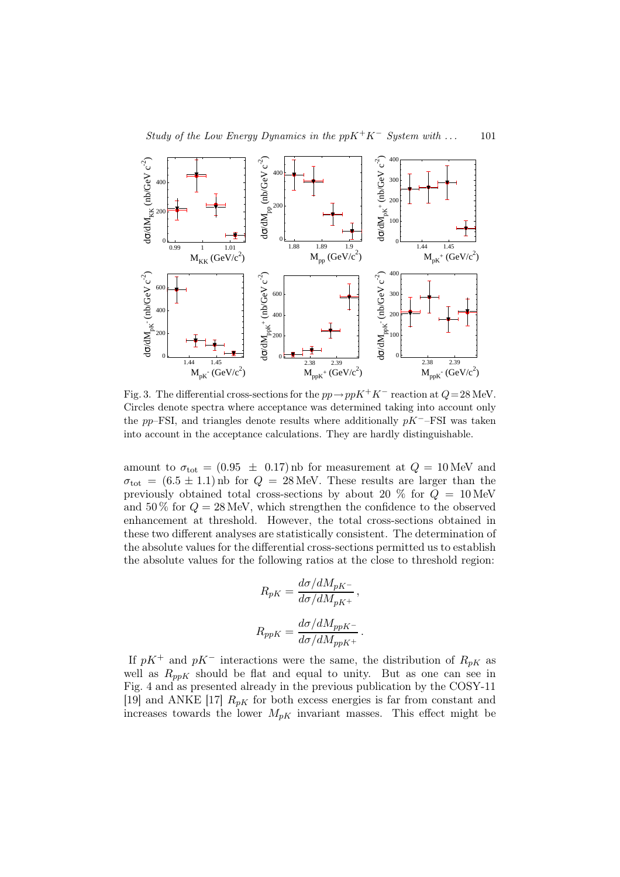Fig. 3. The differential cross-sections for the $pp \to ppK^+K^-$ reaction at $Q = 28$ MeV. Circles denote spectra where acceptance was determined taking into account only the $pp$–FSI, and triangles denote results where additionally $pK^-$–FSI was taken into account in the acceptance calculations. They are hardly distinguishable.

amount to $\sigma_{\text{tot}} = (0.95 \pm 0.17)$ nb for measurement at $Q = 10$ MeV and $\sigma_{\text{tot}} = (6.5 \pm 1.1)$ nb for $Q = 28$ MeV. These results are larger than the previously obtained total cross-sections by about 20 % for $Q = 10$ MeV and 50 % for $Q = 28$ MeV, which strengthen the confidence to the observed enhancement at threshold. However, the total cross-sections obtained in these two different analyses are statistically consistent. The determination of the absolute values for the differential cross-sections permitted us to establish the absolute values for the following ratios at the close to threshold region:

$$R_{pK} = \frac{d\sigma/dM_{pK^-}}{d\sigma/dM_{pK^+}},$$

$$R_{ppK} = \frac{d\sigma/dM_{ppK^-}}{d\sigma/dM_{ppK^+}}.$$

If $pK^+$ and $pK^-$ interactions were the same, the distribution of $R_{pK}$ as well as $R_{ppK}$ should be flat and equal to unity. But as one can see in Fig. 4 and as presented already in the previous publication by the COSY-11 [19] and ANKE [17] $R_{pK}$ for both excess energies is far from constant and increases towards the lower $M_{pK}$ invariant masses. This effect might be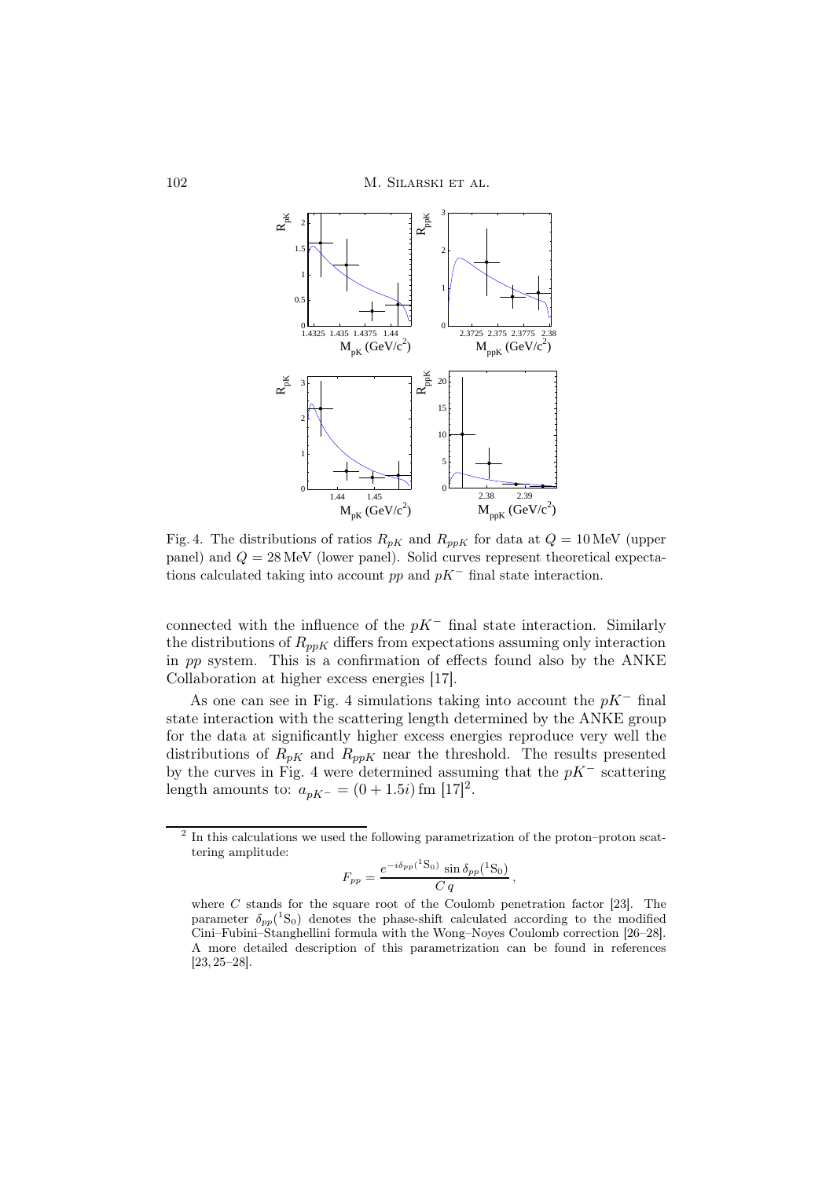Fig. 4. The distributions of ratios $R_{pK}$ and $R_{ppK}$ for data at $Q = 10\,\mathrm{MeV}$ (upper panel) and $Q = 28\,\mathrm{MeV}$ (lower panel). Solid curves represent theoretical expectations calculated taking into account $pp$ and $pK^-$ final state interaction.

connected with the influence of the $pK^-$ final state interaction. Similarly the distributions of $R_{ppK}$ differs from expectations assuming only interaction in $pp$ system. This is a confirmation of effects found also by the ANKE Collaboration at higher excess energies [17].

As one can see in Fig. 4 simulations taking into account the $pK^-$ final state interaction with the scattering length determined by the ANKE group for the data at significantly higher excess energies reproduce very well the distributions of $R_{pK}$ and $R_{ppK}$ near the threshold. The results presented by the curves in Fig. 4 were determined assuming that the $pK^-$ scattering length amounts to: $a_{pK^-} = (0 + 1.5i)\,\mathrm{fm}$ [17][2].

[2] In this calculations we used the following parametrization of the proton–proton scattering amplitude:

$$F_{pp} = \frac{e^{-i\delta_{pp}(^1\mathrm{S}_0)}\,\sin\delta_{pp}(^1\mathrm{S}_0)}{C\,q}\,,$$

where $C$ stands for the square root of the Coulomb penetration factor [23]. The parameter $\delta_{pp}(^1\mathrm{S}_0)$ denotes the phase-shift calculated according to the modified Cini–Fubini–Stanghellini formula with the Wong–Noyes Coulomb correction [26–28]. A more detailed description of this parametrization can be found in references [23, 25–28].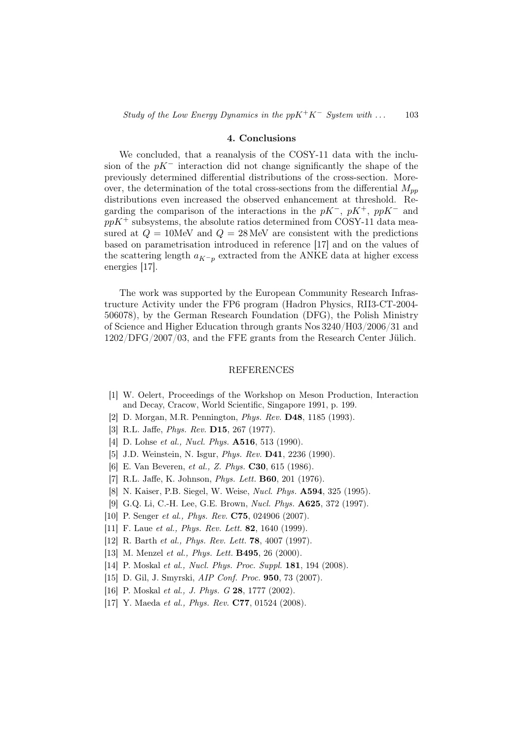## 4. Conclusions

We concluded, that a reanalysis of the COSY-11 data with the inclusion of the $pK^-$ interaction did not change significantly the shape of the previously determined differential distributions of the cross-section. Moreover, the determination of the total cross-sections from the differential $M_{pp}$ distributions even increased the observed enhancement at threshold. Regarding the comparison of the interactions in the $pK^-$, $pK^+$, $ppK^-$ and $ppK^+$ subsystems, the absolute ratios determined from COSY-11 data measured at $Q = 10$MeV and $Q = 28$ MeV are consistent with the predictions based on parametrisation introduced in reference [17] and on the values of the scattering length $a_{K^-p}$ extracted from the ANKE data at higher excess energies [17].

The work was supported by the European Community Research Infrastructure Activity under the FP6 program (Hadron Physics, RII3-CT-2004-506078), by the German Research Foundation (DFG), the Polish Ministry of Science and Higher Education through grants Nos 3240/H03/2006/31 and 1202/DFG/2007/03, and the FFE grants from the Research Center Jülich.

## REFERENCES

[1] W. Oelert, Proceedings of the Workshop on Meson Production, Interaction and Decay, Cracow, World Scientific, Singapore 1991, p. 199.

[2] D. Morgan, M.R. Pennington, *Phys. Rev.* **D48**, 1185 (1993).

[3] R.L. Jaffe, *Phys. Rev.* **D15**, 267 (1977).

[4] D. Lohse *et al., Nucl. Phys.* **A516**, 513 (1990).

[5] J.D. Weinstein, N. Isgur, *Phys. Rev.* **D41**, 2236 (1990).

[6] E. Van Beveren, *et al., Z. Phys.* **C30**, 615 (1986).

[7] R.L. Jaffe, K. Johnson, *Phys. Lett.* **B60**, 201 (1976).

[8] N. Kaiser, P.B. Siegel, W. Weise, *Nucl. Phys.* **A594**, 325 (1995).

[9] G.Q. Li, C.-H. Lee, G.E. Brown, *Nucl. Phys.* **A625**, 372 (1997).

[10] P. Senger *et al., Phys. Rev.* **C75**, 024906 (2007).

[11] F. Laue *et al., Phys. Rev. Lett.* **82**, 1640 (1999).

[12] R. Barth *et al., Phys. Rev. Lett.* **78**, 4007 (1997).

[13] M. Menzel *et al., Phys. Lett.* **B495**, 26 (2000).

[14] P. Moskal *et al., Nucl. Phys. Proc. Suppl.* **181**, 194 (2008).

[15] D. Gil, J. Smyrski, *AIP Conf. Proc.* **950**, 73 (2007).

[16] P. Moskal *et al., J. Phys. G* **28**, 1777 (2002).

[17] Y. Maeda *et al., Phys. Rev.* **C77**, 01524 (2008).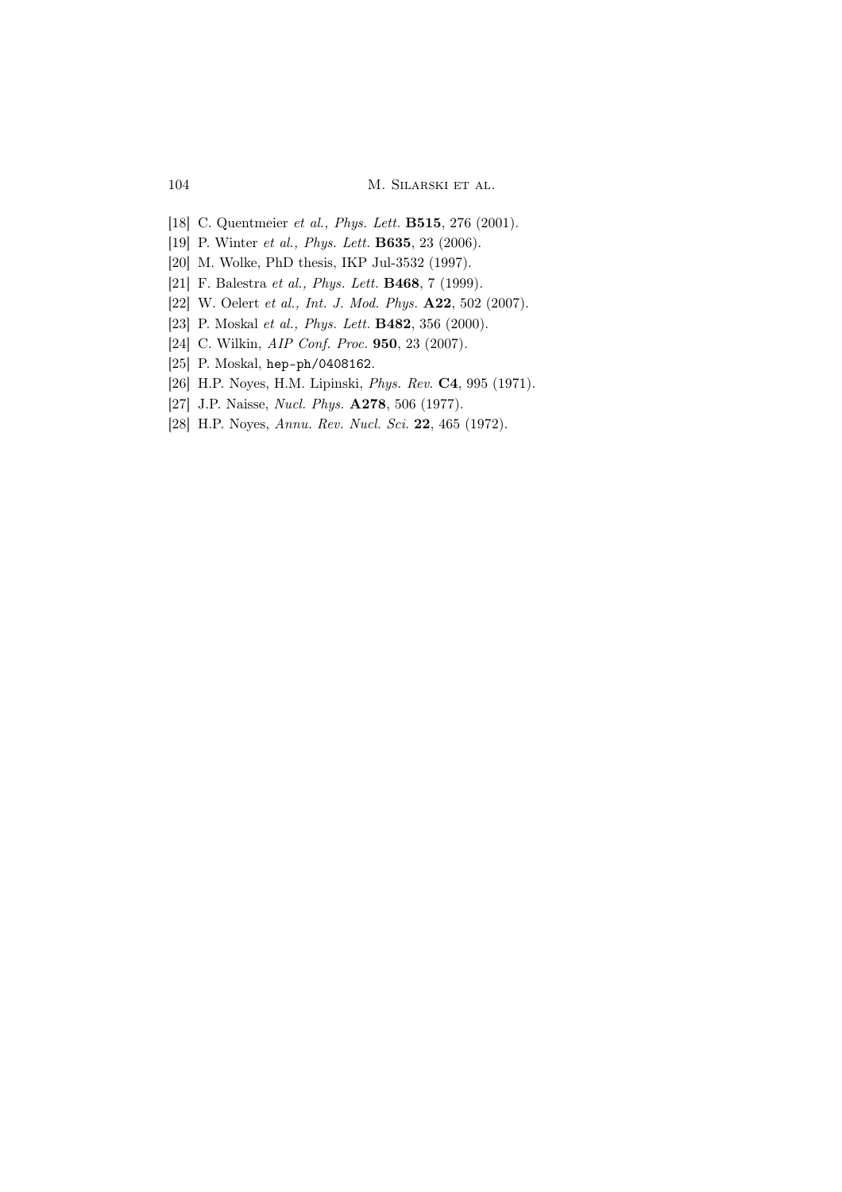[18] C. Quentmeier *et al., Phys. Lett.* **B515**, 276 (2001).

[19] P. Winter *et al., Phys. Lett.* **B635**, 23 (2006).

[20] M. Wolke, PhD thesis, IKP Jul-3532 (1997).

[21] F. Balestra *et al., Phys. Lett.* **B468**, 7 (1999).

[22] W. Oelert *et al., Int. J. Mod. Phys.* **A22**, 502 (2007).

[23] P. Moskal *et al., Phys. Lett.* **B482**, 356 (2000).

[24] C. Wilkin, *AIP Conf. Proc.* **950**, 23 (2007).

[25] P. Moskal, `hep-ph/0408162`.

[26] H.P. Noyes, H.M. Lipinski, *Phys. Rev.* **C4**, 995 (1971).

[27] J.P. Naisse, *Nucl. Phys.* **A278**, 506 (1977).

[28] H.P. Noyes, *Annu. Rev. Nucl. Sci.* **22**, 465 (1972).